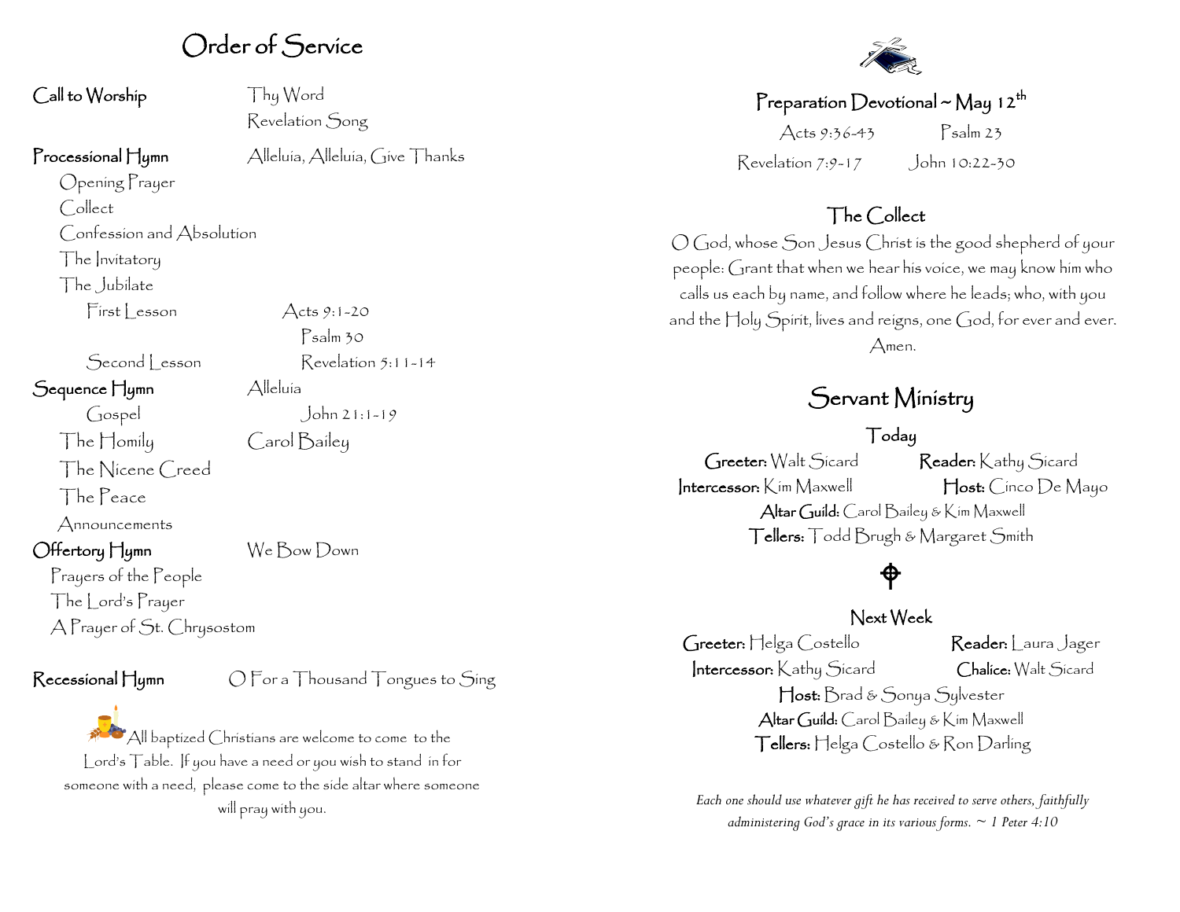# Order of Service

**Call to Worship** Thy Word
Revelation Song

**Processional Hymn** Alleluia, Alleluia, Give Thanks

Opening Prayer
Collect
Confession and Absolution
The Invitatory
The Jubilate

First Lesson Acts 9:1-20
Psalm 30
Second Lesson Revelation 5:11-14

**Sequence Hymn** Alleluia

Gospel John 21:1-19
The Homily Carol Bailey
The Nicene Creed
The Peace
Announcements

**Offertory Hymn** We Bow Down

Prayers of the People
The Lord's Prayer
A Prayer of St. Chrysostom

**Recessional Hymn** O For a Thousand Tongues to Sing

All baptized Christians are welcome to come to the Lord's Table. If you have a need or you wish to stand in for someone with a need, please come to the side altar where someone will pray with you.

## Preparation Devotional ~ May 12th

Acts 9:36-43 Psalm 23
Revelation 7:9-17 John 10:22-30

## The Collect

O God, whose Son Jesus Christ is the good shepherd of your people: Grant that when we hear his voice, we may know him who calls us each by name, and follow where he leads; who, with you and the Holy Spirit, lives and reigns, one God, for ever and ever. Amen.

# Servant Ministry

### Today

**Greeter:** Walt Sicard **Reader:** Kathy Sicard
**Intercessor:** Kim Maxwell **Host:** Cinco De Mayo
**Altar Guild:** Carol Bailey & Kim Maxwell
**Tellers:** Todd Brugh & Margaret Smith

### Next Week

**Greeter:** Helga Costello **Reader:** Laura Jager
**Intercessor:** Kathy Sicard **Chalice:** Walt Sicard
**Host:** Brad & Sonya Sylvester
**Altar Guild:** Carol Bailey & Kim Maxwell
**Tellers:** Helga Costello & Ron Darling

*Each one should use whatever gift he has received to serve others, faithfully administering God's grace in its various forms. ~ 1 Peter 4:10*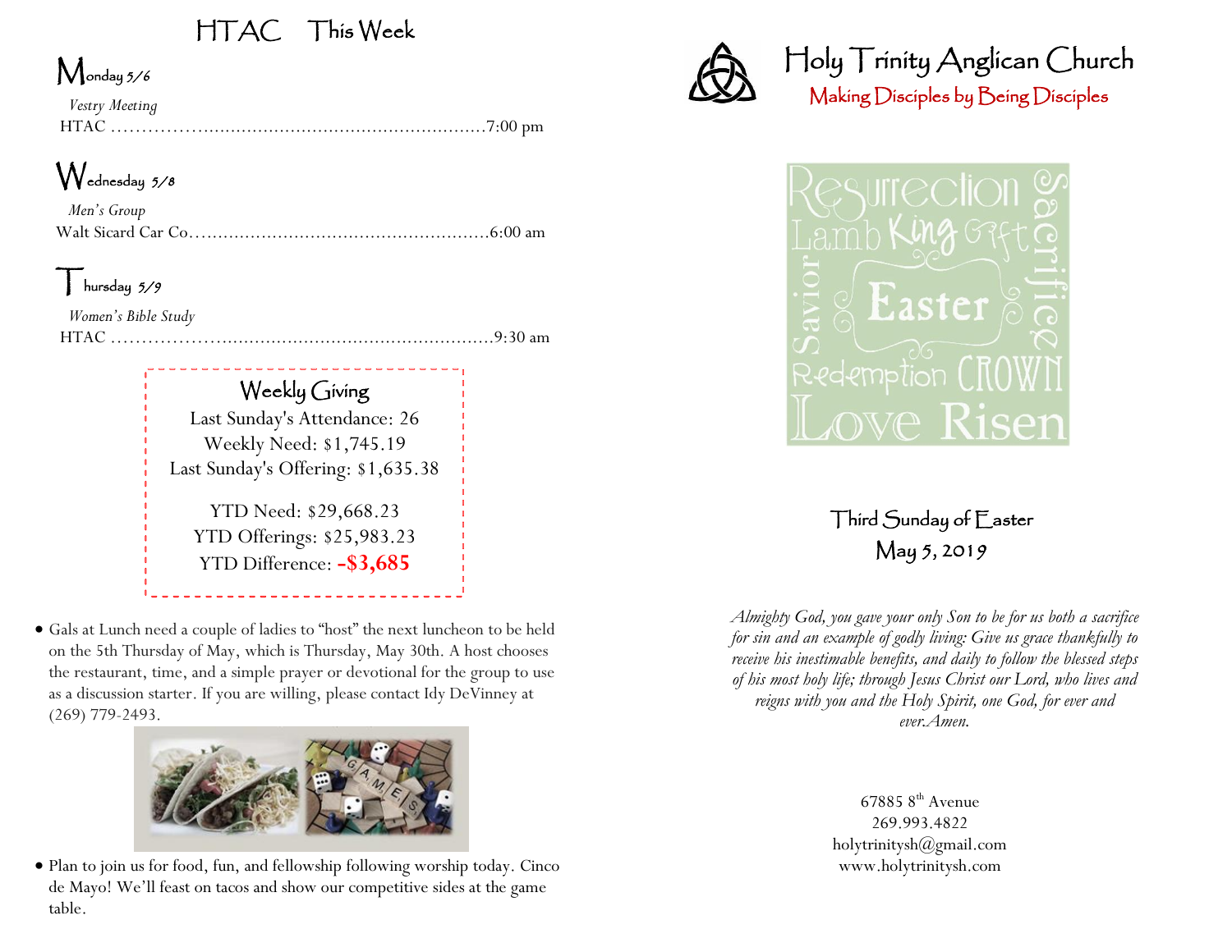# HTAC This Week

## Monday 5/6

*Vestry Meeting*

HTAC ………………………………………………………………7:00 pm

## Wednesday 5/8

*Men's Group*

Walt Sicard Car Co………………………………………………6:00 am

## Thursday 5/9

*Women's Bible Study*

HTAC ………………………………………………………………9:30 am

### Weekly Giving

Last Sunday's Attendance: 26
Weekly Need: $1,745.19
Last Sunday's Offering: $1,635.38

YTD Need: $29,668.23
YTD Offerings: $25,983.23
YTD Difference: **-$3,685**

- Gals at Lunch need a couple of ladies to "host" the next luncheon to be held on the 5th Thursday of May, which is Thursday, May 30th. A host chooses the restaurant, time, and a simple prayer or devotional for the group to use as a discussion starter. If you are willing, please contact Idy DeVinney at (269) 779-2493.

- Plan to join us for food, fun, and fellowship following worship today. Cinco de Mayo! We'll feast on tacos and show our competitive sides at the game table.

# Holy Trinity Anglican Church

Making Disciples by Being Disciples

Third Sunday of Easter
May 5, 2019

*Almighty God, you gave your only Son to be for us both a sacrifice for sin and an example of godly living: Give us grace thankfully to receive his inestimable benefits, and daily to follow the blessed steps of his most holy life; through Jesus Christ our Lord, who lives and reigns with you and the Holy Spirit, one God, for ever and ever.Amen.*

67885 8th Avenue
269.993.4822
holytrinitysh@gmail.com
www.holytrinitysh.com